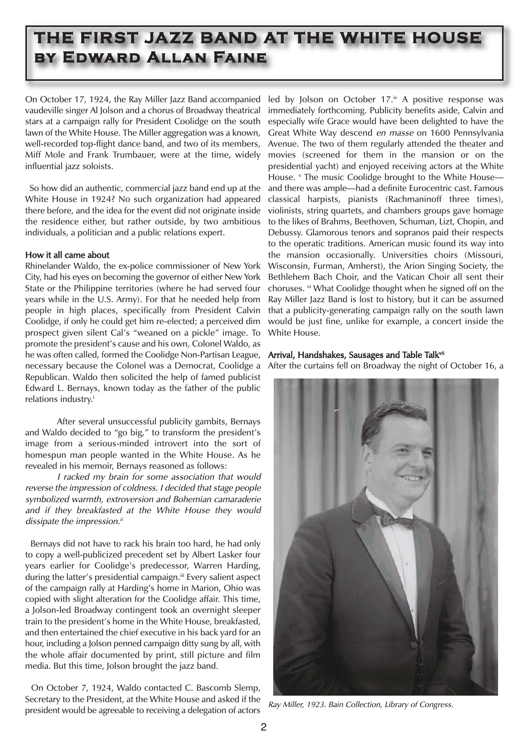# THE FIRST JAZZ BAND AT THE WHITE HOUSE by Edward Allan Faine

On October 17, 1924, the Ray Miller Jazz Band accompanied vaudeville singer Al Jolson and a chorus of Broadway theatrical stars at a campaign rally for President Coolidge on the south lawn of the White House. The Miller aggregation was a known, well-recorded top-flight dance band, and two of its members, Miff Mole and Frank Trumbauer, were at the time, widely influential jazz soloists.

So how did an authentic, commercial jazz band end up at the White House in 1924? No such organization had appeared there before, and the idea for the event did not originate inside the residence either, but rather outside, by two ambitious individuals, a politician and a public relations expert.

### How it all came about

Rhinelander Waldo, the ex-police commissioner of New York City, had his eyes on becoming the governor of either New York State or the Philippine territories (where he had served four years while in the U.S. Army). For that he needed help from people in high places, specifically from President Calvin Coolidge, if only he could get him re-elected; a perceived dim prospect given silent Cal's "weaned on a pickle" image. To promote the president's cause and his own, Colonel Waldo, as he was often called, formed the Coolidge Non-Partisan League, necessary because the Colonel was a Democrat, Coolidge a Republican. Waldo then solicited the help of famed publicist Edward L. Bernays, known today as the father of the public relations industry.[i]

After several unsuccessful publicity gambits, Bernays and Waldo decided to "go big," to transform the president's image from a serious-minded introvert into the sort of homespun man people wanted in the White House. As he revealed in his memoir, Bernays reasoned as follows:

*I racked my brain for some association that would reverse the impression of coldness. I decided that stage people symbolized warmth, extroversion and Bohemian camaraderie and if they breakfasted at the White House they would dissipate the impression.*[ii]

Bernays did not have to rack his brain too hard, he had only to copy a well-publicized precedent set by Albert Lasker four years earlier for Coolidge's predecessor, Warren Harding, during the latter's presidential campaign.[iii] Every salient aspect of the campaign rally at Harding's home in Marion, Ohio was copied with slight alteration for the Coolidge affair. This time, a Jolson-led Broadway contingent took an overnight sleeper train to the president's home in the White House, breakfasted, and then entertained the chief executive in his back yard for an hour, including a Jolson penned campaign ditty sung by all, with the whole affair documented by print, still picture and film media. But this time, Jolson brought the jazz band.

On October 7, 1924, Waldo contacted C. Bascomb Slemp, Secretary to the President, at the White House and asked if the president would be agreeable to receiving a delegation of actors led by Jolson on October 17.[iv] A positive response was immediately forthcoming. Publicity benefits aside, Calvin and especially wife Grace would have been delighted to have the Great White Way descend *en masse* on 1600 Pennsylvania Avenue. The two of them regularly attended the theater and movies (screened for them in the mansion or on the presidential yacht) and enjoyed receiving actors at the White House. [v] The music Coolidge brought to the White House—and there was ample—had a definite Eurocentric cast. Famous classical harpists, pianists (Rachmaninoff three times), violinists, string quartets, and chambers groups gave homage to the likes of Brahms, Beethoven, Schuman, Lizt, Chopin, and Debussy. Glamorous tenors and sopranos paid their respects to the operatic traditions. American music found its way into the mansion occasionally. Universities choirs (Missouri, Wisconsin, Furman, Amherst), the Arion Singing Society, the Bethlehem Bach Choir, and the Vatican Choir all sent their choruses. [vi] What Coolidge thought when he signed off on the Ray Miller Jazz Band is lost to history, but it can be assumed that a publicity-generating campaign rally on the south lawn would be just fine, unlike for example, a concert inside the White House.

### Arrival, Handshakes, Sausages and Table Talk[vii]

After the curtains fell on Broadway the night of October 16, a

*Ray Miller, 1923. Bain Collection, Library of Congress.*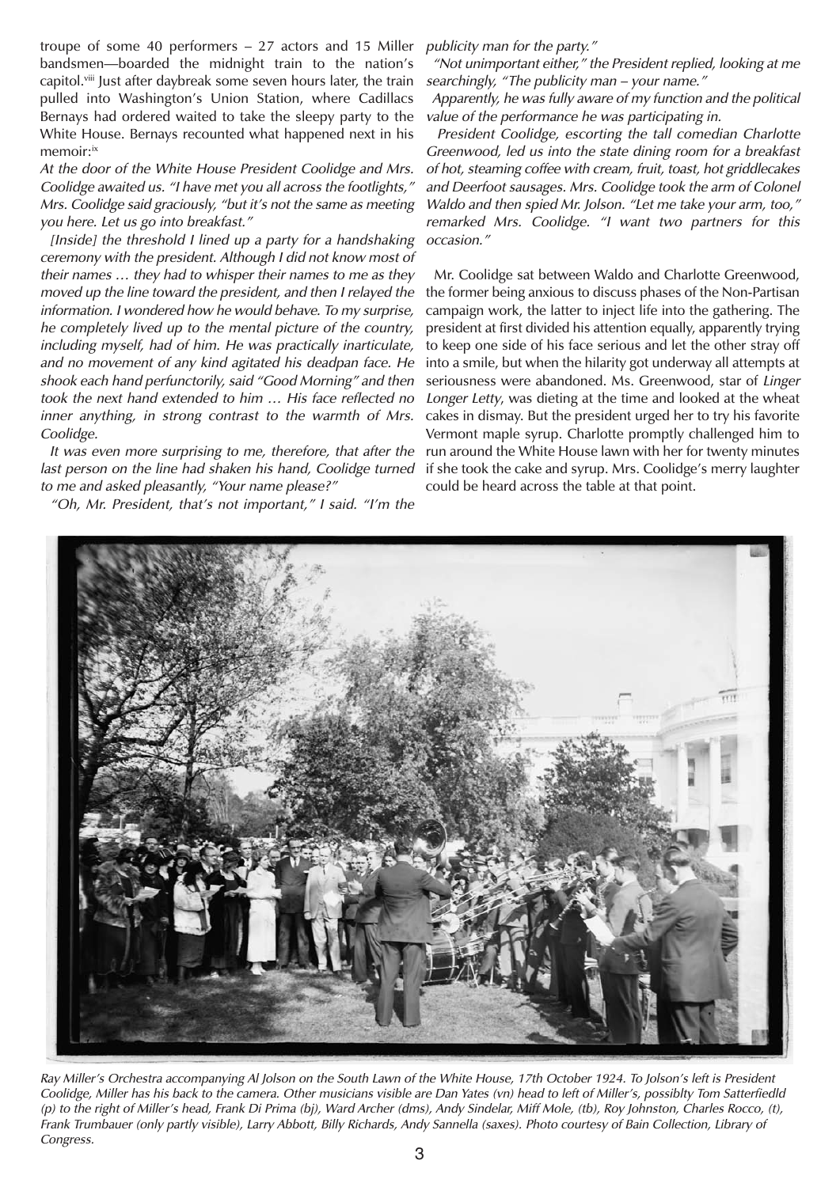troupe of some 40 performers – 27 actors and 15 Miller bandsmen—boarded the midnight train to the nation's capitol.[viii] Just after daybreak some seven hours later, the train pulled into Washington's Union Station, where Cadillacs Bernays had ordered waited to take the sleepy party to the White House. Bernays recounted what happened next in his memoir:[ix]

*At the door of the White House President Coolidge and Mrs. Coolidge awaited us. "I have met you all across the footlights," Mrs. Coolidge said graciously, "but it's not the same as meeting you here. Let us go into breakfast."*

*[Inside] the threshold I lined up a party for a handshaking ceremony with the president. Although I did not know most of their names … they had to whisper their names to me as they moved up the line toward the president, and then I relayed the information. I wondered how he would behave. To my surprise, he completely lived up to the mental picture of the country, including myself, had of him. He was practically inarticulate, and no movement of any kind agitated his deadpan face. He shook each hand perfunctorily, said "Good Morning" and then took the next hand extended to him … His face reflected no inner anything, in strong contrast to the warmth of Mrs. Coolidge.*

*It was even more surprising to me, therefore, that after the last person on the line had shaken his hand, Coolidge turned to me and asked pleasantly, "Your name please?"*

*"Oh, Mr. President, that's not important," I said. "I'm the publicity man for the party."*

*"Not unimportant either," the President replied, looking at me searchingly, "The publicity man – your name."*

*Apparently, he was fully aware of my function and the political value of the performance he was participating in.*

*President Coolidge, escorting the tall comedian Charlotte Greenwood, led us into the state dining room for a breakfast of hot, steaming coffee with cream, fruit, toast, hot griddlecakes and Deerfoot sausages. Mrs. Coolidge took the arm of Colonel Waldo and then spied Mr. Jolson. "Let me take your arm, too," remarked Mrs. Coolidge. "I want two partners for this occasion."*

Mr. Coolidge sat between Waldo and Charlotte Greenwood, the former being anxious to discuss phases of the Non-Partisan campaign work, the latter to inject life into the gathering. The president at first divided his attention equally, apparently trying to keep one side of his face serious and let the other stray off into a smile, but when the hilarity got underway all attempts at seriousness were abandoned. Ms. Greenwood, star of *Linger Longer Letty*, was dieting at the time and looked at the wheat cakes in dismay. But the president urged her to try his favorite Vermont maple syrup. Charlotte promptly challenged him to run around the White House lawn with her for twenty minutes if she took the cake and syrup. Mrs. Coolidge's merry laughter could be heard across the table at that point.

*Ray Miller's Orchestra accompanying Al Jolson on the South Lawn of the White House, 17th October 1924. To Jolson's left is President Coolidge, Miller has his back to the camera. Other musicians visible are Dan Yates (vn) head to left of Miller's, possiblty Tom Satterfiedld (p) to the right of Miller's head, Frank Di Prima (bj), Ward Archer (dms), Andy Sindelar, Miff Mole, (tb), Roy Johnston, Charles Rocco, (t), Frank Trumbauer (only partly visible), Larry Abbott, Billy Richards, Andy Sannella (saxes). Photo courtesy of Bain Collection, Library of Congress.*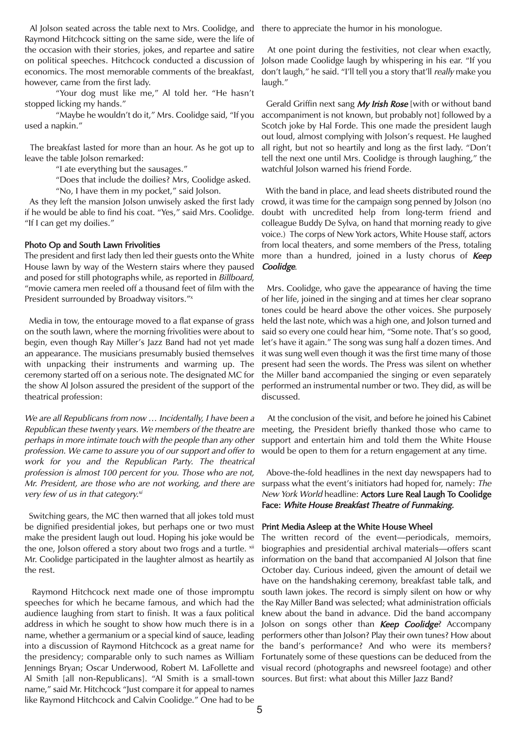Al Jolson seated across the table next to Mrs. Coolidge, and Raymond Hitchcock sitting on the same side, were the life of the occasion with their stories, jokes, and repartee and satire on political speeches. Hitchcock conducted a discussion of economics. The most memorable comments of the breakfast, however, came from the first lady.

"Your dog must like me," Al told her. "He hasn't stopped licking my hands."

"Maybe he wouldn't do it," Mrs. Coolidge said, "If you used a napkin."

The breakfast lasted for more than an hour. As he got up to leave the table Jolson remarked:

"I ate everything but the sausages."

"Does that include the doilies? Mrs, Coolidge asked.

"No, I have them in my pocket," said Jolson.

As they left the mansion Jolson unwisely asked the first lady if he would be able to find his coat. "Yes," said Mrs. Coolidge. "If I can get my doilies."

### Photo Op and South Lawn Frivolities

The president and first lady then led their guests onto the White House lawn by way of the Western stairs where they paused and posed for still photographs while, as reported in *Billboard*, "movie camera men reeled off a thousand feet of film with the President surrounded by Broadway visitors."[x]

Media in tow, the entourage moved to a flat expanse of grass on the south lawn, where the morning frivolities were about to begin, even though Ray Miller's Jazz Band had not yet made an appearance. The musicians presumably busied themselves with unpacking their instruments and warming up. The ceremony started off on a serious note. The designated MC for the show Al Jolson assured the president of the support of the theatrical profession:

*We are all Republicans from now … Incidentally, I have been a Republican these twenty years. We members of the theatre are perhaps in more intimate touch with the people than any other profession. We came to assure you of our support and offer to work for you and the Republican Party. The theatrical profession is almost 100 percent for you. Those who are not, Mr. President, are those who are not working, and there are very few of us in that category.*[xi]

Switching gears, the MC then warned that all jokes told must be dignified presidential jokes, but perhaps one or two must make the president laugh out loud. Hoping his joke would be the one, Jolson offered a story about two frogs and a turtle. [xii] Mr. Coolidge participated in the laughter almost as heartily as the rest.

Raymond Hitchcock next made one of those impromptu speeches for which he became famous, and which had the audience laughing from start to finish. It was a faux political address in which he sought to show how much there is in a name, whether a germanium or a special kind of sauce, leading into a discussion of Raymond Hitchcock as a great name for the presidency; comparable only to such names as William Jennings Bryan; Oscar Underwood, Robert M. LaFollette and Al Smith [all non-Republicans]. "Al Smith is a small-town name," said Mr. Hitchcock "Just compare it for appeal to names like Raymond Hitchcock and Calvin Coolidge." One had to be there to appreciate the humor in his monologue.

At one point during the festivities, not clear when exactly, Jolson made Coolidge laugh by whispering in his ear. "If you don't laugh," he said. "I'll tell you a story that'll *really* make you laugh."

Gerald Griffin next sang ***My Irish Rose*** [with or without band accompaniment is not known, but probably not] followed by a Scotch joke by Hal Forde. This one made the president laugh out loud, almost complying with Jolson's request. He laughed all right, but not so heartily and long as the first lady. "Don't tell the next one until Mrs. Coolidge is through laughing," the watchful Jolson warned his friend Forde.

With the band in place, and lead sheets distributed round the crowd, it was time for the campaign song penned by Jolson (no doubt with uncredited help from long-term friend and colleague Buddy De Sylva, on hand that morning ready to give voice.) The corps of New York actors, White House staff, actors from local theaters, and some members of the Press, totaling more than a hundred, joined in a lusty chorus of ***Keep Coolidge***.

Mrs. Coolidge, who gave the appearance of having the time of her life, joined in the singing and at times her clear soprano tones could be heard above the other voices. She purposely held the last note, which was a high one, and Jolson turned and said so every one could hear him, "Some note. That's so good, let's have it again." The song was sung half a dozen times. And it was sung well even though it was the first time many of those present had seen the words. The Press was silent on whether the Miller band accompanied the singing or even separately performed an instrumental number or two. They did, as will be discussed.

At the conclusion of the visit, and before he joined his Cabinet meeting, the President briefly thanked those who came to support and entertain him and told them the White House would be open to them for a return engagement at any time.

Above-the-fold headlines in the next day newspapers had to surpass what the event's initiators had hoped for, namely: *The New York World* headline: **Actors Lure Real Laugh To Coolidge Face: *White House Breakfast Theatre of Funmaking.***

### Print Media Asleep at the White House Wheel

The written record of the event—periodicals, memoirs, biographies and presidential archival materials—offers scant information on the band that accompanied Al Jolson that fine October day. Curious indeed, given the amount of detail we have on the handshaking ceremony, breakfast table talk, and south lawn jokes. The record is simply silent on how or why the Ray Miller Band was selected; what administration officials knew about the band in advance. Did the band accompany Jolson on songs other than ***Keep Coolidge***? Accompany performers other than Jolson? Play their own tunes? How about the band's performance? And who were its members? Fortunately some of these questions can be deduced from the visual record (photographs and newsreel footage) and other sources. But first: what about this Miller Jazz Band?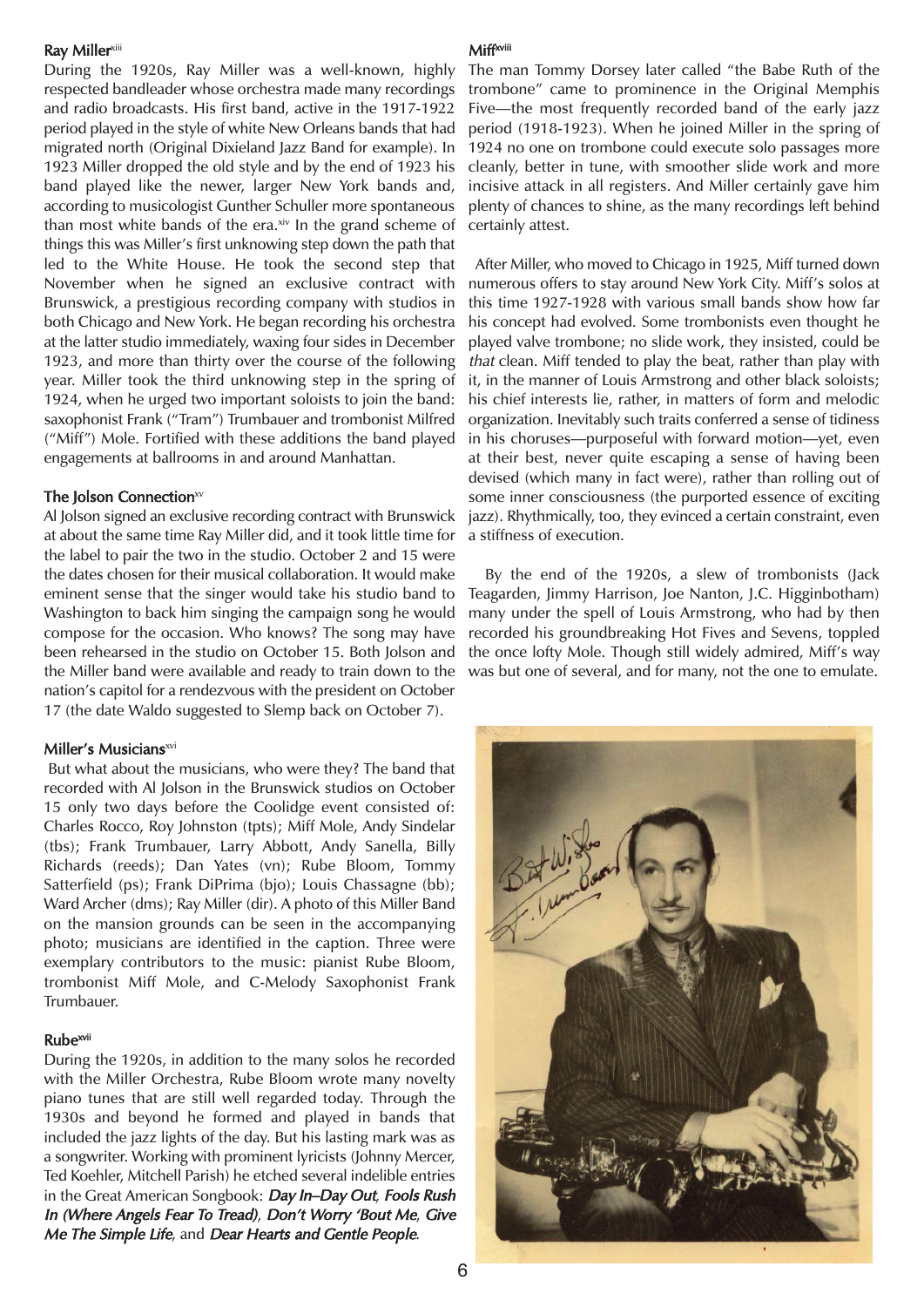### Ray Miller[xiii]

During the 1920s, Ray Miller was a well-known, highly respected bandleader whose orchestra made many recordings and radio broadcasts. His first band, active in the 1917-1922 period played in the style of white New Orleans bands that had migrated north (Original Dixieland Jazz Band for example). In 1923 Miller dropped the old style and by the end of 1923 his band played like the newer, larger New York bands and, according to musicologist Gunther Schuller more spontaneous than most white bands of the era.[xiv] In the grand scheme of things this was Miller's first unknowing step down the path that led to the White House. He took the second step that November when he signed an exclusive contract with Brunswick, a prestigious recording company with studios in both Chicago and New York. He began recording his orchestra at the latter studio immediately, waxing four sides in December 1923, and more than thirty over the course of the following year. Miller took the third unknowing step in the spring of 1924, when he urged two important soloists to join the band: saxophonist Frank ("Tram") Trumbauer and trombonist Milfred ("Miff") Mole. Fortified with these additions the band played engagements at ballrooms in and around Manhattan.

### The Jolson Connection[xv]

Al Jolson signed an exclusive recording contract with Brunswick at about the same time Ray Miller did, and it took little time for the label to pair the two in the studio. October 2 and 15 were the dates chosen for their musical collaboration. It would make eminent sense that the singer would take his studio band to Washington to back him singing the campaign song he would compose for the occasion. Who knows? The song may have been rehearsed in the studio on October 15. Both Jolson and the Miller band were available and ready to train down to the nation's capitol for a rendezvous with the president on October 17 (the date Waldo suggested to Slemp back on October 7).

### Miller's Musicians[xvi]

But what about the musicians, who were they? The band that recorded with Al Jolson in the Brunswick studios on October 15 only two days before the Coolidge event consisted of: Charles Rocco, Roy Johnston (tpts); Miff Mole, Andy Sindelar (tbs); Frank Trumbauer, Larry Abbott, Andy Sanella, Billy Richards (reeds); Dan Yates (vn); Rube Bloom, Tommy Satterfield (ps); Frank DiPrima (bjo); Louis Chassagne (bb); Ward Archer (dms); Ray Miller (dir). A photo of this Miller Band on the mansion grounds can be seen in the accompanying photo; musicians are identified in the caption. Three were exemplary contributors to the music: pianist Rube Bloom, trombonist Miff Mole, and C-Melody Saxophonist Frank Trumbauer.

### Rube[xvii]

During the 1920s, in addition to the many solos he recorded with the Miller Orchestra, Rube Bloom wrote many novelty piano tunes that are still well regarded today. Through the 1930s and beyond he formed and played in bands that included the jazz lights of the day. But his lasting mark was as a songwriter. Working with prominent lyricists (Johnny Mercer, Ted Koehler, Mitchell Parish) he etched several indelible entries in the Great American Songbook: ***Day In–Day Out***, ***Fools Rush In (Where Angels Fear To Tread)***, ***Don't Worry 'Bout Me***, ***Give Me The Simple Life***, and ***Dear Hearts and Gentle People***.

### Miff[xviii]

The man Tommy Dorsey later called "the Babe Ruth of the trombone" came to prominence in the Original Memphis Five—the most frequently recorded band of the early jazz period (1918-1923). When he joined Miller in the spring of 1924 no one on trombone could execute solo passages more cleanly, better in tune, with smoother slide work and more incisive attack in all registers. And Miller certainly gave him plenty of chances to shine, as the many recordings left behind certainly attest.

After Miller, who moved to Chicago in 1925, Miff turned down numerous offers to stay around New York City. Miff's solos at this time 1927-1928 with various small bands show how far his concept had evolved. Some trombonists even thought he played valve trombone; no slide work, they insisted, could be *that* clean. Miff tended to play the beat, rather than play with it, in the manner of Louis Armstrong and other black soloists; his chief interests lie, rather, in matters of form and melodic organization. Inevitably such traits conferred a sense of tidiness in his choruses—purposeful with forward motion—yet, even at their best, never quite escaping a sense of having been devised (which many in fact were), rather than rolling out of some inner consciousness (the purported essence of exciting jazz). Rhythmically, too, they evinced a certain constraint, even a stiffness of execution.

By the end of the 1920s, a slew of trombonists (Jack Teagarden, Jimmy Harrison, Joe Nanton, J.C. Higginbotham) many under the spell of Louis Armstrong, who had by then recorded his groundbreaking Hot Fives and Sevens, toppled the once lofty Mole. Though still widely admired, Miff's way was but one of several, and for many, not the one to emulate.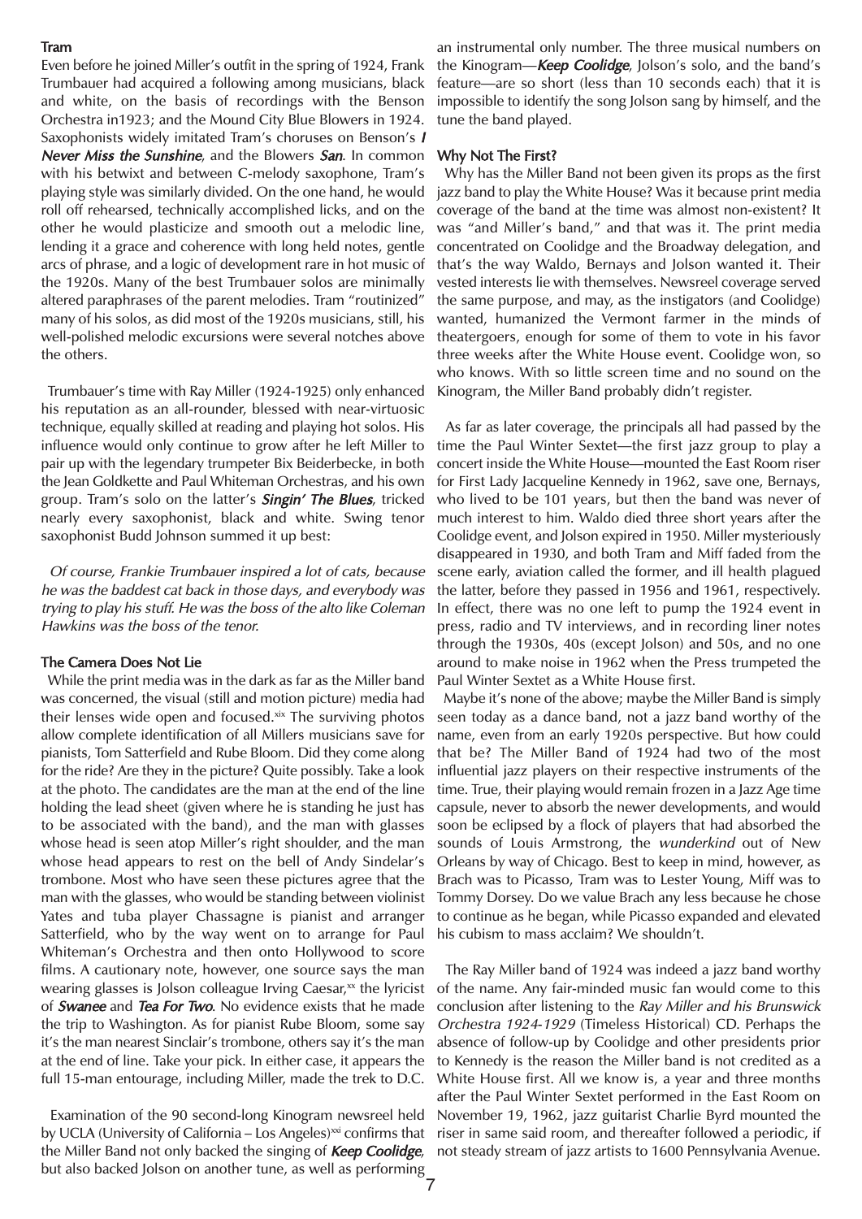### Tram

Even before he joined Miller's outfit in the spring of 1924, Frank Trumbauer had acquired a following among musicians, black and white, on the basis of recordings with the Benson Orchestra in1923; and the Mound City Blue Blowers in 1924. Saxophonists widely imitated Tram's choruses on Benson's ***I Never Miss the Sunshine***, and the Blowers ***San***. In common with his betwixt and between C-melody saxophone, Tram's playing style was similarly divided. On the one hand, he would roll off rehearsed, technically accomplished licks, and on the other he would plasticize and smooth out a melodic line, lending it a grace and coherence with long held notes, gentle arcs of phrase, and a logic of development rare in hot music of the 1920s. Many of the best Trumbauer solos are minimally altered paraphrases of the parent melodies. Tram "routinized" many of his solos, as did most of the 1920s musicians, still, his well-polished melodic excursions were several notches above the others.

Trumbauer's time with Ray Miller (1924-1925) only enhanced his reputation as an all-rounder, blessed with near-virtuosic technique, equally skilled at reading and playing hot solos. His influence would only continue to grow after he left Miller to pair up with the legendary trumpeter Bix Beiderbecke, in both the Jean Goldkette and Paul Whiteman Orchestras, and his own group. Tram's solo on the latter's ***Singin' The Blues***, tricked nearly every saxophonist, black and white. Swing tenor saxophonist Budd Johnson summed it up best:

> *Of course, Frankie Trumbauer inspired a lot of cats, because he was the baddest cat back in those days, and everybody was trying to play his stuff. He was the boss of the alto like Coleman Hawkins was the boss of the tenor.*

### The Camera Does Not Lie

While the print media was in the dark as far as the Miller band was concerned, the visual (still and motion picture) media had their lenses wide open and focused.[xix] The surviving photos allow complete identification of all Millers musicians save for pianists, Tom Satterfield and Rube Bloom. Did they come along for the ride? Are they in the picture? Quite possibly. Take a look at the photo. The candidates are the man at the end of the line holding the lead sheet (given where he is standing he just has to be associated with the band), and the man with glasses whose head is seen atop Miller's right shoulder, and the man whose head appears to rest on the bell of Andy Sindelar's trombone. Most who have seen these pictures agree that the man with the glasses, who would be standing between violinist Yates and tuba player Chassagne is pianist and arranger Satterfield, who by the way went on to arrange for Paul Whiteman's Orchestra and then onto Hollywood to score films. A cautionary note, however, one source says the man wearing glasses is Jolson colleague Irving Caesar,[xx] the lyricist of ***Swanee*** and ***Tea For Two***. No evidence exists that he made the trip to Washington. As for pianist Rube Bloom, some say it's the man nearest Sinclair's trombone, others say it's the man at the end of line. Take your pick. In either case, it appears the full 15-man entourage, including Miller, made the trek to D.C.

Examination of the 90 second-long Kinogram newsreel held by UCLA (University of California – Los Angeles)[xxi] confirms that the Miller Band not only backed the singing of ***Keep Coolidge***, but also backed Jolson on another tune, as well as performing an instrumental only number. The three musical numbers on the Kinogram—***Keep Coolidge***, Jolson's solo, and the band's feature—are so short (less than 10 seconds each) that it is impossible to identify the song Jolson sang by himself, and the tune the band played.

### Why Not The First?

Why has the Miller Band not been given its props as the first jazz band to play the White House? Was it because print media coverage of the band at the time was almost non-existent? It was "and Miller's band," and that was it. The print media concentrated on Coolidge and the Broadway delegation, and that's the way Waldo, Bernays and Jolson wanted it. Their vested interests lie with themselves. Newsreel coverage served the same purpose, and may, as the instigators (and Coolidge) wanted, humanized the Vermont farmer in the minds of theatergoers, enough for some of them to vote in his favor three weeks after the White House event. Coolidge won, so who knows. With so little screen time and no sound on the Kinogram, the Miller Band probably didn't register.

As far as later coverage, the principals all had passed by the time the Paul Winter Sextet—the first jazz group to play a concert inside the White House—mounted the East Room riser for First Lady Jacqueline Kennedy in 1962, save one, Bernays, who lived to be 101 years, but then the band was never of much interest to him. Waldo died three short years after the Coolidge event, and Jolson expired in 1950. Miller mysteriously disappeared in 1930, and both Tram and Miff faded from the scene early, aviation called the former, and ill health plagued the latter, before they passed in 1956 and 1961, respectively. In effect, there was no one left to pump the 1924 event in press, radio and TV interviews, and in recording liner notes through the 1930s, 40s (except Jolson) and 50s, and no one around to make noise in 1962 when the Press trumpeted the Paul Winter Sextet as a White House first.

Maybe it's none of the above; maybe the Miller Band is simply seen today as a dance band, not a jazz band worthy of the name, even from an early 1920s perspective. But how could that be? The Miller Band of 1924 had two of the most influential jazz players on their respective instruments of the time. True, their playing would remain frozen in a Jazz Age time capsule, never to absorb the newer developments, and would soon be eclipsed by a flock of players that had absorbed the sounds of Louis Armstrong, the *wunderkind* out of New Orleans by way of Chicago. Best to keep in mind, however, as Brach was to Picasso, Tram was to Lester Young, Miff was to Tommy Dorsey. Do we value Brach any less because he chose to continue as he began, while Picasso expanded and elevated his cubism to mass acclaim? We shouldn't.

The Ray Miller band of 1924 was indeed a jazz band worthy of the name. Any fair-minded music fan would come to this conclusion after listening to the *Ray Miller and his Brunswick Orchestra 1924-1929* (Timeless Historical) CD. Perhaps the absence of follow-up by Coolidge and other presidents prior to Kennedy is the reason the Miller band is not credited as a White House first. All we know is, a year and three months after the Paul Winter Sextet performed in the East Room on November 19, 1962, jazz guitarist Charlie Byrd mounted the riser in same said room, and thereafter followed a periodic, if not steady stream of jazz artists to 1600 Pennsylvania Avenue.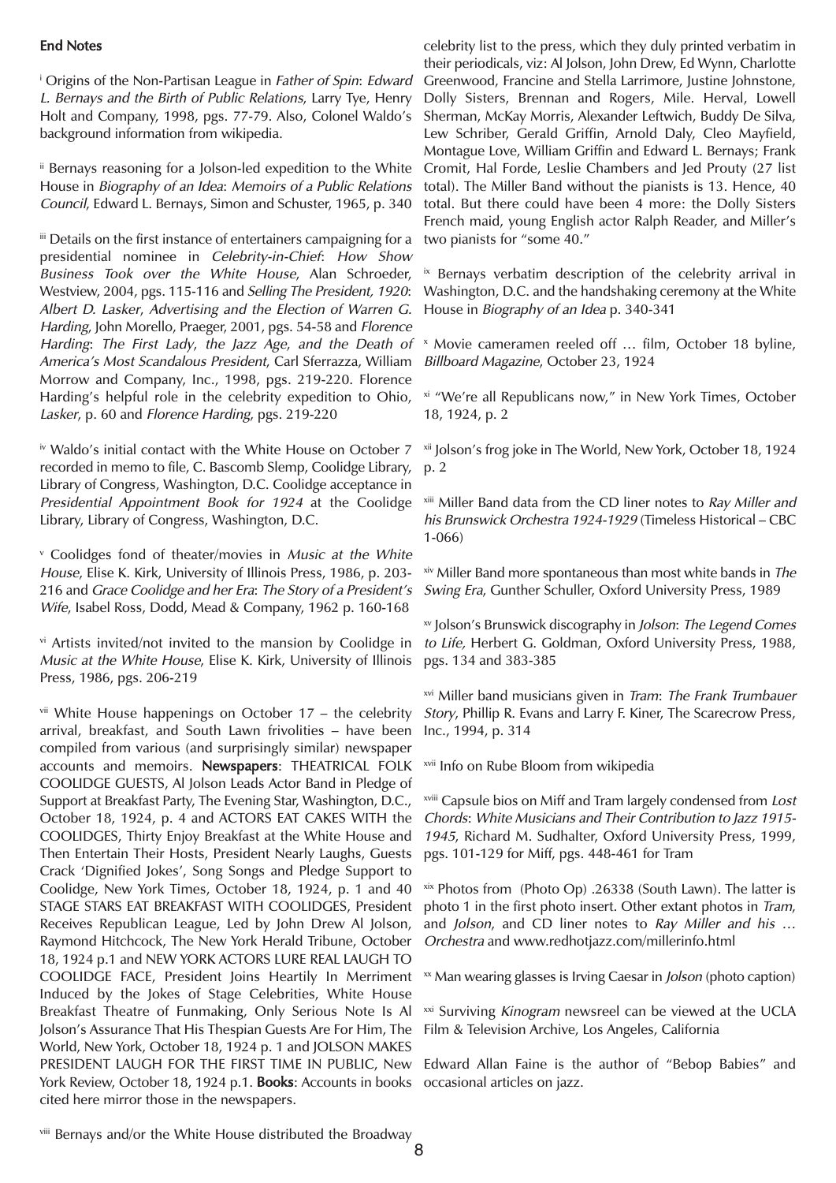## End Notes

[i] Origins of the Non-Partisan League in *Father of Spin*: *Edward L. Bernays and the Birth of Public Relations*, Larry Tye, Henry Holt and Company, 1998, pgs. 77-79. Also, Colonel Waldo's background information from wikipedia.

[ii] Bernays reasoning for a Jolson-led expedition to the White House in *Biography of an Idea*: *Memoirs of a Public Relations Council*, Edward L. Bernays, Simon and Schuster, 1965, p. 340

[iii] Details on the first instance of entertainers campaigning for a presidential nominee in *Celebrity-in-Chief*: *How Show Business Took over the White House*, Alan Schroeder, Westview, 2004, pgs. 115-116 and *Selling The President, 1920*: *Albert D. Lasker, Advertising and the Election of Warren G. Harding*, John Morello, Praeger, 2001, pgs. 54-58 and *Florence Harding*: *The First Lady, the Jazz Age, and the Death of America's Most Scandalous President*, Carl Sferrazza, William Morrow and Company, Inc., 1998, pgs. 219-220. Florence Harding's helpful role in the celebrity expedition to Ohio, *Lasker*, p. 60 and *Florence Harding*, pgs. 219-220

[iv] Waldo's initial contact with the White House on October 7 recorded in memo to file, C. Bascomb Slemp, Coolidge Library, Library of Congress, Washington, D.C. Coolidge acceptance in *Presidential Appointment Book for 1924* at the Coolidge Library, Library of Congress, Washington, D.C.

[v] Coolidges fond of theater/movies in *Music at the White House*, Elise K. Kirk, University of Illinois Press, 1986, p. 203-216 and *Grace Coolidge and her Era*: *The Story of a President's Wife*, Isabel Ross, Dodd, Mead & Company, 1962 p. 160-168

[vi] Artists invited/not invited to the mansion by Coolidge in *Music at the White House*, Elise K. Kirk, University of Illinois Press, 1986, pgs. 206-219

[vii] White House happenings on October 17 – the celebrity arrival, breakfast, and South Lawn frivolities – have been compiled from various (and surprisingly similar) newspaper accounts and memoirs. **Newspapers**: THEATRICAL FOLK COOLIDGE GUESTS, Al Jolson Leads Actor Band in Pledge of Support at Breakfast Party, The Evening Star, Washington, D.C., October 18, 1924, p. 4 and ACTORS EAT CAKES WITH the COOLIDGES, Thirty Enjoy Breakfast at the White House and Then Entertain Their Hosts, President Nearly Laughs, Guests Crack 'Dignified Jokes', Song Songs and Pledge Support to Coolidge, New York Times, October 18, 1924, p. 1 and 40 STAGE STARS EAT BREAKFAST WITH COOLIDGES, President Receives Republican League, Led by John Drew Al Jolson, Raymond Hitchcock, The New York Herald Tribune, October 18, 1924 p.1 and NEW YORK ACTORS LURE REAL LAUGH TO COOLIDGE FACE, President Joins Heartily In Merriment Induced by the Jokes of Stage Celebrities, White House Breakfast Theatre of Funmaking, Only Serious Note Is Al Jolson's Assurance That His Thespian Guests Are For Him, The World, New York, October 18, 1924 p. 1 and JOLSON MAKES PRESIDENT LAUGH FOR THE FIRST TIME IN PUBLIC, New York Review, October 18, 1924 p.1. **Books**: Accounts in books cited here mirror those in the newspapers.

[viii] Bernays and/or the White House distributed the Broadway celebrity list to the press, which they duly printed verbatim in their periodicals, viz: Al Jolson, John Drew, Ed Wynn, Charlotte Greenwood, Francine and Stella Larrimore, Justine Johnstone, Dolly Sisters, Brennan and Rogers, Mile. Herval, Lowell Sherman, McKay Morris, Alexander Leftwich, Buddy De Silva, Lew Schriber, Gerald Griffin, Arnold Daly, Cleo Mayfield, Montague Love, William Griffin and Edward L. Bernays; Frank Cromit, Hal Forde, Leslie Chambers and Jed Prouty (27 list total). The Miller Band without the pianists is 13. Hence, 40 total. But there could have been 4 more: the Dolly Sisters French maid, young English actor Ralph Reader, and Miller's two pianists for "some 40."

[ix] Bernays verbatim description of the celebrity arrival in Washington, D.C. and the handshaking ceremony at the White House in *Biography of an Idea* p. 340-341

[x] Movie cameramen reeled off … film, October 18 byline, *Billboard Magazine*, October 23, 1924

[xi] "We're all Republicans now," in New York Times, October 18, 1924, p. 2

[xii] Jolson's frog joke in The World, New York, October 18, 1924 p. 2

[xiii] Miller Band data from the CD liner notes to *Ray Miller and his Brunswick Orchestra 1924-1929* (Timeless Historical – CBC 1-066)

[xiv] Miller Band more spontaneous than most white bands in *The Swing Era*, Gunther Schuller, Oxford University Press, 1989

[xv] Jolson's Brunswick discography in *Jolson*: *The Legend Comes to Life,* Herbert G. Goldman, Oxford University Press, 1988, pgs. 134 and 383-385

[xvi] Miller band musicians given in *Tram*: *The Frank Trumbauer Story*, Phillip R. Evans and Larry F. Kiner, The Scarecrow Press, Inc., 1994, p. 314

[xvii] Info on Rube Bloom from wikipedia

[xviii] Capsule bios on Miff and Tram largely condensed from *Lost Chords*: *White Musicians and Their Contribution to Jazz 1915-1945*, Richard M. Sudhalter, Oxford University Press, 1999, pgs. 101-129 for Miff, pgs. 448-461 for Tram

[xix] Photos from (Photo Op) .26338 (South Lawn). The latter is photo 1 in the first photo insert. Other extant photos in *Tram*, and *Jolson*, and CD liner notes to *Ray Miller and his … Orchestra* and www.redhotjazz.com/millerinfo.html

[xx] Man wearing glasses is Irving Caesar in *Jolson* (photo caption)

[xxi] Surviving *Kinogram* newsreel can be viewed at the UCLA Film & Television Archive, Los Angeles, California

Edward Allan Faine is the author of "Bebop Babies" and occasional articles on jazz.